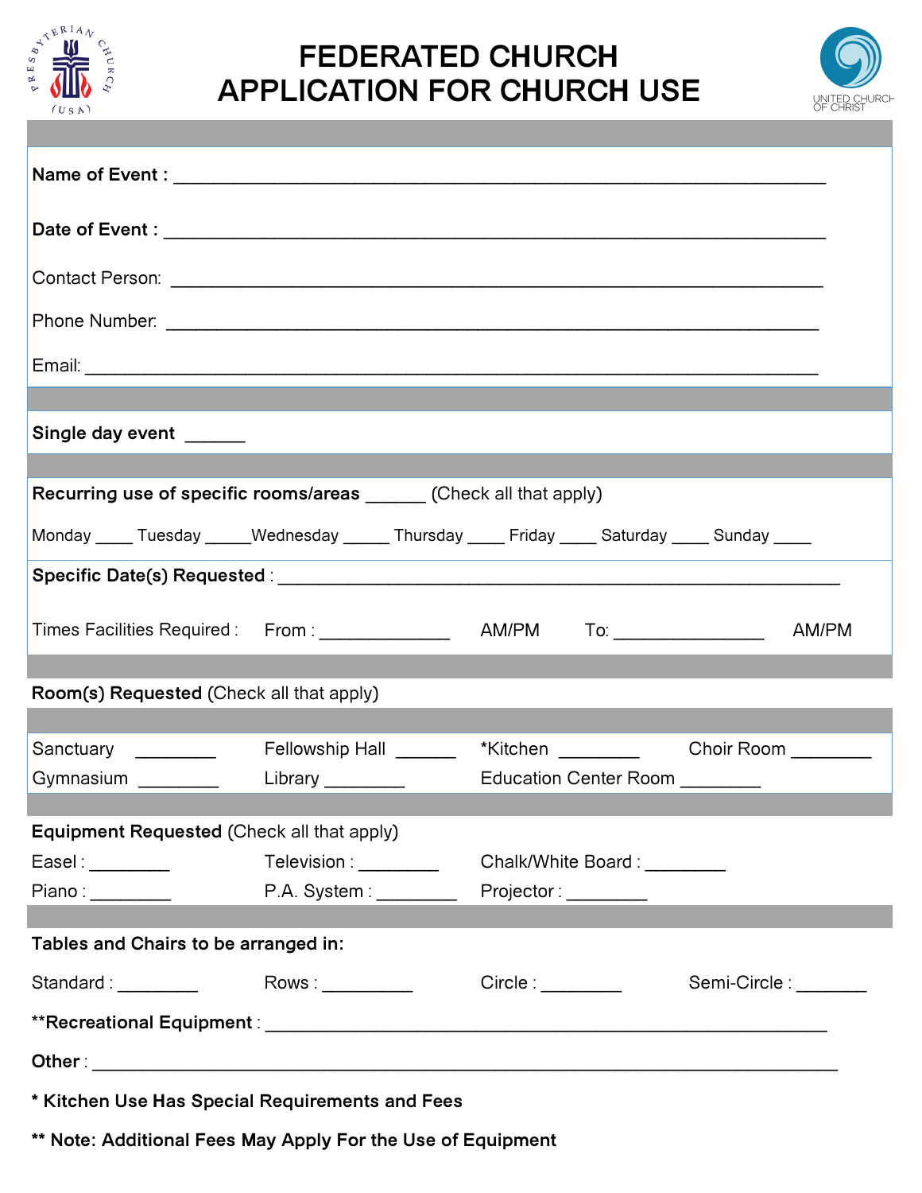# FEDERATED CHURCH
# APPLICATION FOR CHURCH USE

**Name of Event :** ____________________________________________________________

**Date of Event :** ____________________________________________________________

Contact Person: ____________________________________________________________

Phone Number: ____________________________________________________________

Email: ____________________________________________________________

**Single day event** ______

**Recurring use of specific rooms/areas** ______ (Check all that apply)

Monday ____ Tuesday _____ Wednesday _____ Thursday ____ Friday ____ Saturday ____ Sunday ____

**Specific Date(s) Requested** : ____________________________________________________________

Times Facilities Required : From : _____________ AM/PM To: _______________ AM/PM

**Room(s) Requested** (Check all that apply)

Sanctuary ________ Fellowship Hall ______ *Kitchen ________ Choir Room ________

Gymnasium ________ Library ________ Education Center Room ________

**Equipment Requested** (Check all that apply)

Easel : ________ Television : ________ Chalk/White Board : ________

Piano : ________ P.A. System : ________ Projector : ________

**Tables and Chairs to be arranged in:**

Standard : ________ Rows : _________ Circle : ________ Semi-Circle : _______

****Recreational Equipment** : ____________________________________________________________

**Other** : ____________________________________________________________

*** Kitchen Use Has Special Requirements and Fees**

**** Note: Additional Fees May Apply For the Use of Equipment**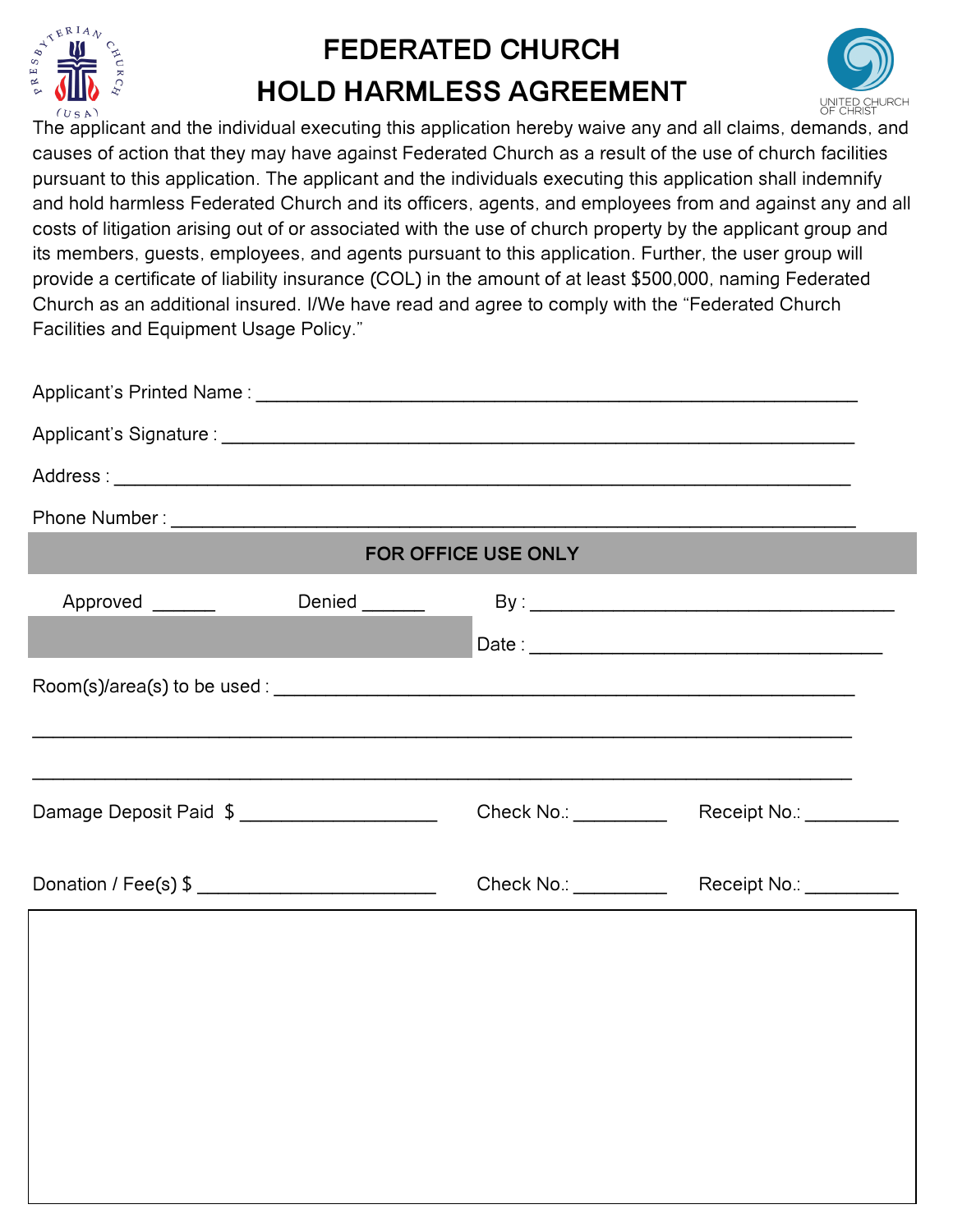# FEDERATED CHURCH
# HOLD HARMLESS AGREEMENT

The applicant and the individual executing this application hereby waive any and all claims, demands, and causes of action that they may have against Federated Church as a result of the use of church facilities pursuant to this application. The applicant and the individuals executing this application shall indemnify and hold harmless Federated Church and its officers, agents, and employees from and against any and all costs of litigation arising out of or associated with the use of church property by the applicant group and its members, guests, employees, and agents pursuant to this application. Further, the user group will provide a certificate of liability insurance (COL) in the amount of at least $500,000, naming Federated Church as an additional insured. I/We have read and agree to comply with the "Federated Church Facilities and Equipment Usage Policy."

Applicant's Printed Name : ____________________________________________

Applicant's Signature : ____________________________________________

Address : ____________________________________________

Phone Number : ____________________________________________

**FOR OFFICE USE ONLY**

Approved ______ Denied ______ By : ______________________________

Date : ______________________________

Room(s)/area(s) to be used : ____________________________________________

____________________________________________

____________________________________________

Damage Deposit Paid $ ________________ Check No.: _________ Receipt No.: _________

Donation / Fee(s) $ ____________________ Check No.: _________ Receipt No.: _________